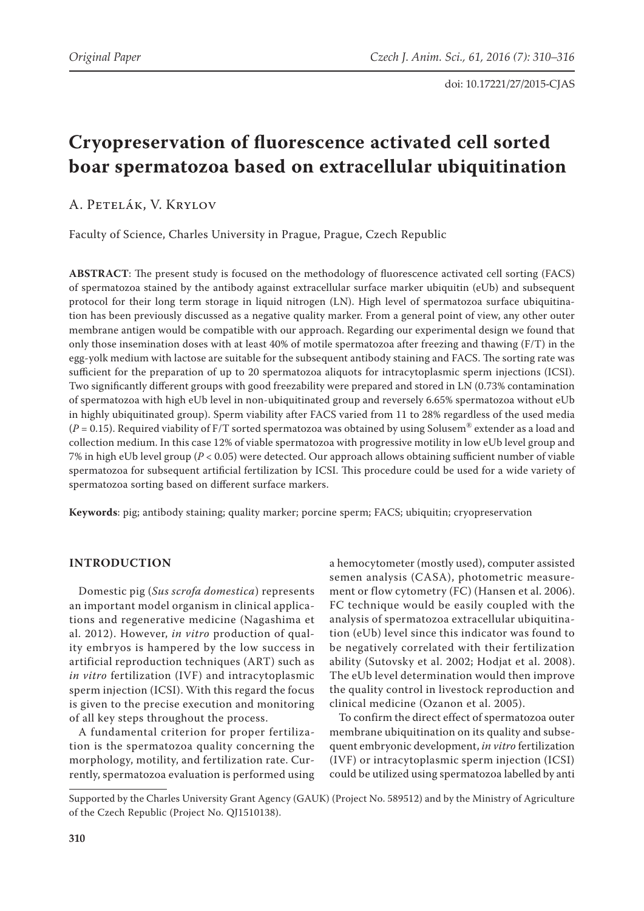Original Paper

doi: 10.17221/27/2015-CJAS

# Cryopreservation of fluorescence activated cell sorted boar spermatozoa based on extracellular ubiquitination

A. Petelák, V. Krylov

Faculty of Science, Charles University in Prague, Prague, Czech Republic

**ABSTRACT**: The present study is focused on the methodology of fluorescence activated cell sorting (FACS) of spermatozoa stained by the antibody against extracellular surface marker ubiquitin (eUb) and subsequent protocol for their long term storage in liquid nitrogen (LN). High level of spermatozoa surface ubiquitination has been previously discussed as a negative quality marker. From a general point of view, any other outer membrane antigen would be compatible with our approach. Regarding our experimental design we found that only those insemination doses with at least 40% of motile spermatozoa after freezing and thawing (F/T) in the egg-yolk medium with lactose are suitable for the subsequent antibody staining and FACS. The sorting rate was sufficient for the preparation of up to 20 spermatozoa aliquots for intracytoplasmic sperm injections (ICSI). Two significantly different groups with good freezability were prepared and stored in LN (0.73% contamination of spermatozoa with high eUb level in non-ubiquitinated group and reversely 6.65% spermatozoa without eUb in highly ubiquitinated group). Sperm viability after FACS varied from 11 to 28% regardless of the used media ($P = 0.15$). Required viability of F/T sorted spermatozoa was obtained by using Solusem® extender as a load and collection medium. In this case 12% of viable spermatozoa with progressive motility in low eUb level group and 7% in high eUb level group ($P < 0.05$) were detected. Our approach allows obtaining sufficient number of viable spermatozoa for subsequent artificial fertilization by ICSI. This procedure could be used for a wide variety of spermatozoa sorting based on different surface markers.

**Keywords**: pig; antibody staining; quality marker; porcine sperm; FACS; ubiquitin; cryopreservation

## INTRODUCTION

Domestic pig (*Sus scrofa domestica*) represents an important model organism in clinical applications and regenerative medicine (Nagashima et al. 2012). However, *in vitro* production of quality embryos is hampered by the low success in artificial reproduction techniques (ART) such as *in vitro* fertilization (IVF) and intracytoplasmic sperm injection (ICSI). With this regard the focus is given to the precise execution and monitoring of all key steps throughout the process.

A fundamental criterion for proper fertilization is the spermatozoa quality concerning the morphology, motility, and fertilization rate. Currently, spermatozoa evaluation is performed using a hemocytometer (mostly used), computer assisted semen analysis (CASA), photometric measurement or flow cytometry (FC) (Hansen et al. 2006). FC technique would be easily coupled with the analysis of spermatozoa extracellular ubiquitination (eUb) level since this indicator was found to be negatively correlated with their fertilization ability (Sutovsky et al. 2002; Hodjat et al. 2008). The eUb level determination would then improve the quality control in livestock reproduction and clinical medicine (Ozanon et al. 2005).

To confirm the direct effect of spermatozoa outer membrane ubiquitination on its quality and subsequent embryonic development, *in vitro* fertilization (IVF) or intracytoplasmic sperm injection (ICSI) could be utilized using spermatozoa labelled by anti

Supported by the Charles University Grant Agency (GAUK) (Project No. 589512) and by the Ministry of Agriculture of the Czech Republic (Project No. QJ1510138).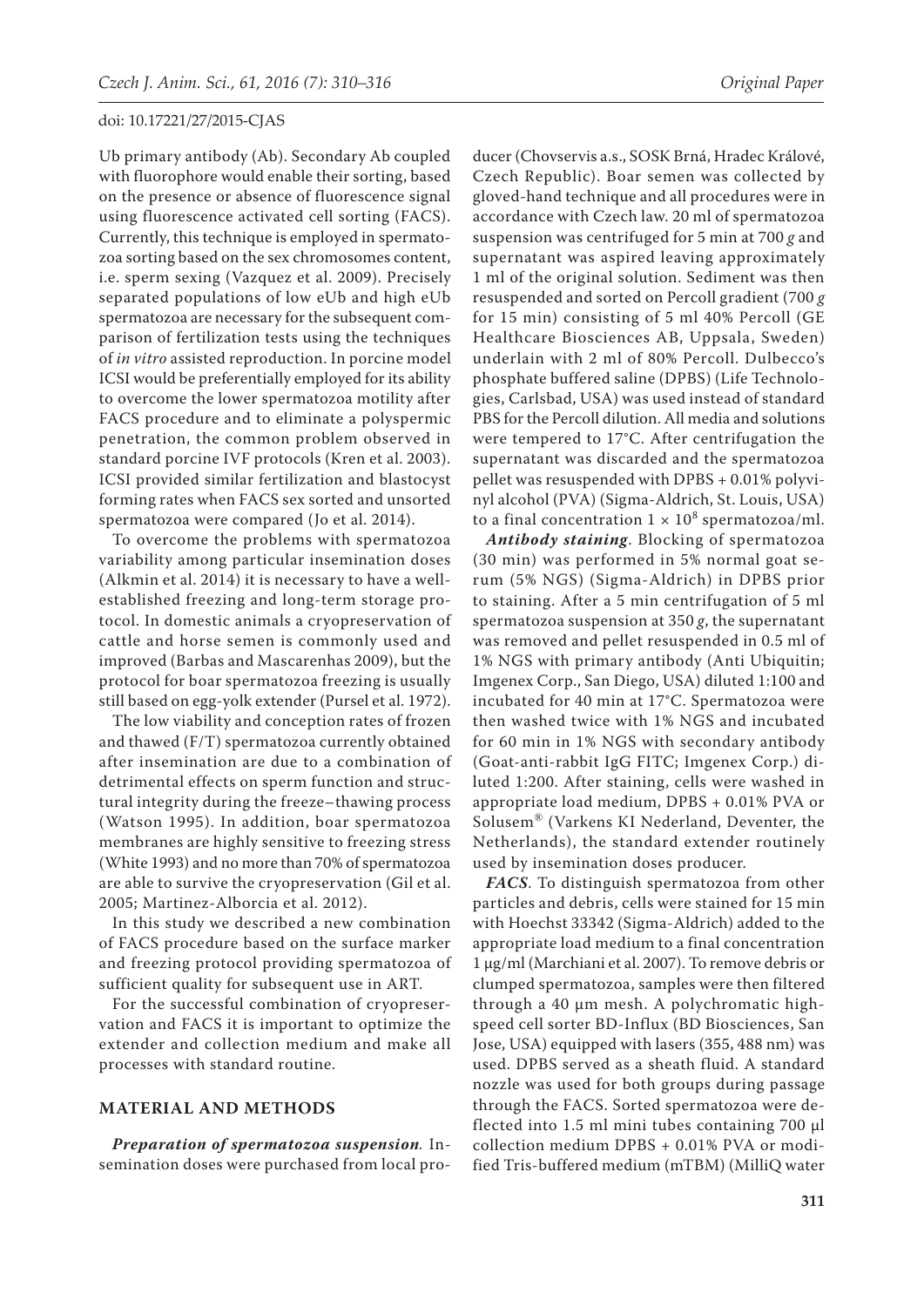Ub primary antibody (Ab). Secondary Ab coupled with fluorophore would enable their sorting, based on the presence or absence of fluorescence signal using fluorescence activated cell sorting (FACS). Currently, this technique is employed in spermatozoa sorting based on the sex chromosomes content, i.e. sperm sexing (Vazquez et al. 2009). Precisely separated populations of low eUb and high eUb spermatozoa are necessary for the subsequent comparison of fertilization tests using the techniques of *in vitro* assisted reproduction. In porcine model ICSI would be preferentially employed for its ability to overcome the lower spermatozoa motility after FACS procedure and to eliminate a polyspermic penetration, the common problem observed in standard porcine IVF protocols (Kren et al. 2003). ICSI provided similar fertilization and blastocyst forming rates when FACS sex sorted and unsorted spermatozoa were compared (Jo et al. 2014).

To overcome the problems with spermatozoa variability among particular insemination doses (Alkmin et al. 2014) it is necessary to have a well-established freezing and long-term storage protocol. In domestic animals a cryopreservation of cattle and horse semen is commonly used and improved (Barbas and Mascarenhas 2009), but the protocol for boar spermatozoa freezing is usually still based on egg-yolk extender (Pursel et al. 1972).

The low viability and conception rates of frozen and thawed (F/T) spermatozoa currently obtained after insemination are due to a combination of detrimental effects on sperm function and structural integrity during the freeze–thawing process (Watson 1995). In addition, boar spermatozoa membranes are highly sensitive to freezing stress (White 1993) and no more than 70% of spermatozoa are able to survive the cryopreservation (Gil et al. 2005; Martinez-Alborcia et al. 2012).

In this study we described a new combination of FACS procedure based on the surface marker and freezing protocol providing spermatozoa of sufficient quality for subsequent use in ART.

For the successful combination of cryopreservation and FACS it is important to optimize the extender and collection medium and make all processes with standard routine.

## MATERIAL AND METHODS

***Preparation of spermatozoa suspension.*** Insemination doses were purchased from local producer (Chovservis a.s., SOSK Brná, Hradec Králové, Czech Republic). Boar semen was collected by gloved-hand technique and all procedures were in accordance with Czech law. 20 ml of spermatozoa suspension was centrifuged for 5 min at 700 *g* and supernatant was aspired leaving approximately 1 ml of the original solution. Sediment was then resuspended and sorted on Percoll gradient (700 *g* for 15 min) consisting of 5 ml 40% Percoll (GE Healthcare Biosciences AB, Uppsala, Sweden) underlain with 2 ml of 80% Percoll. Dulbecco's phosphate buffered saline (DPBS) (Life Technologies, Carlsbad, USA) was used instead of standard PBS for the Percoll dilution. All media and solutions were tempered to 17°C. After centrifugation the supernatant was discarded and the spermatozoa pellet was resuspended with DPBS + 0.01% polyvinyl alcohol (PVA) (Sigma-Aldrich, St. Louis, USA) to a final concentration $1 \times 10^8$ spermatozoa/ml.

***Antibody staining***. Blocking of spermatozoa (30 min) was performed in 5% normal goat serum (5% NGS) (Sigma-Aldrich) in DPBS prior to staining. After a 5 min centrifugation of 5 ml spermatozoa suspension at 350 *g*, the supernatant was removed and pellet resuspended in 0.5 ml of 1% NGS with primary antibody (Anti Ubiquitin; Imgenex Corp., San Diego, USA) diluted 1:100 and incubated for 40 min at 17°C. Spermatozoa were then washed twice with 1% NGS and incubated for 60 min in 1% NGS with secondary antibody (Goat-anti-rabbit IgG FITC; Imgenex Corp.) diluted 1:200. After staining, cells were washed in appropriate load medium, DPBS + 0.01% PVA or Solusem® (Varkens KI Nederland, Deventer, the Netherlands), the standard extender routinely used by insemination doses producer.

***FACS***. To distinguish spermatozoa from other particles and debris, cells were stained for 15 min with Hoechst 33342 (Sigma-Aldrich) added to the appropriate load medium to a final concentration 1 µg/ml (Marchiani et al. 2007). To remove debris or clumped spermatozoa, samples were then filtered through a 40 µm mesh. A polychromatic high-speed cell sorter BD-Influx (BD Biosciences, San Jose, USA) equipped with lasers (355, 488 nm) was used. DPBS served as a sheath fluid. A standard nozzle was used for both groups during passage through the FACS. Sorted spermatozoa were deflected into 1.5 ml mini tubes containing 700 µl collection medium DPBS + 0.01% PVA or modified Tris-buffered medium (mTBM) (MilliQ water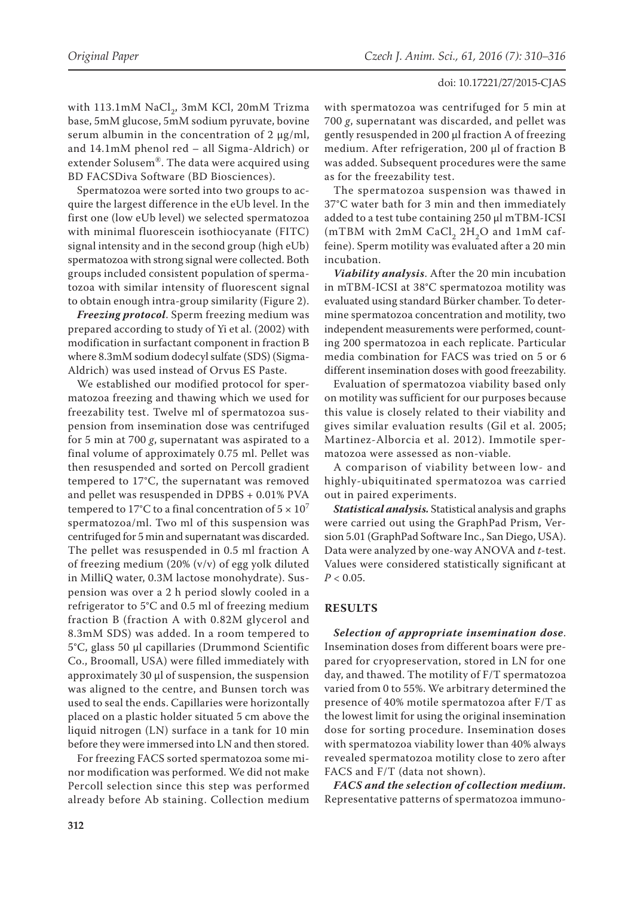with 113.1mM $NaCl_2$, 3mM KCl, 20mM Trizma base, 5mM glucose, 5mM sodium pyruvate, bovine serum albumin in the concentration of 2 µg/ml, and 14.1mM phenol red – all Sigma-Aldrich) or extender Solusem®. The data were acquired using BD FACSDiva Software (BD Biosciences).

Spermatozoa were sorted into two groups to acquire the largest difference in the eUb level. In the first one (low eUb level) we selected spermatozoa with minimal fluorescein isothiocyanate (FITC) signal intensity and in the second group (high eUb) spermatozoa with strong signal were collected. Both groups included consistent population of spermatozoa with similar intensity of fluorescent signal to obtain enough intra-group similarity (Figure 2).

***Freezing protocol***. Sperm freezing medium was prepared according to study of Yi et al. (2002) with modification in surfactant component in fraction B where 8.3mM sodium dodecyl sulfate (SDS) (Sigma-Aldrich) was used instead of Orvus ES Paste.

We established our modified protocol for spermatozoa freezing and thawing which we used for freezability test. Twelve ml of spermatozoa suspension from insemination dose was centrifuged for 5 min at 700 *g*, supernatant was aspirated to a final volume of approximately 0.75 ml. Pellet was then resuspended and sorted on Percoll gradient tempered to 17°C, the supernatant was removed and pellet was resuspended in DPBS + 0.01% PVA tempered to 17°C to a final concentration of $5 \times 10^7$ spermatozoa/ml. Two ml of this suspension was centrifuged for 5 min and supernatant was discarded. The pellet was resuspended in 0.5 ml fraction A of freezing medium (20% (v/v) of egg yolk diluted in MilliQ water, 0.3M lactose monohydrate). Suspension was over a 2 h period slowly cooled in a refrigerator to 5°C and 0.5 ml of freezing medium fraction B (fraction A with 0.82M glycerol and 8.3mM SDS) was added. In a room tempered to 5°C, glass 50 µl capillaries (Drummond Scientific Co., Broomall, USA) were filled immediately with approximately 30 µl of suspension, the suspension was aligned to the centre, and Bunsen torch was used to seal the ends. Capillaries were horizontally placed on a plastic holder situated 5 cm above the liquid nitrogen (LN) surface in a tank for 10 min before they were immersed into LN and then stored.

For freezing FACS sorted spermatozoa some minor modification was performed. We did not make Percoll selection since this step was performed already before Ab staining. Collection medium with spermatozoa was centrifuged for 5 min at 700 *g*, supernatant was discarded, and pellet was gently resuspended in 200 µl fraction A of freezing medium. After refrigeration, 200 µl of fraction B was added. Subsequent procedures were the same as for the freezability test.

The spermatozoa suspension was thawed in 37°C water bath for 3 min and then immediately added to a test tube containing 250 µl mTBM-ICSI (mTBM with 2mM $CaCl_2\ 2H_2O$ and 1mM caffeine). Sperm motility was evaluated after a 20 min incubation.

***Viability analysis***. After the 20 min incubation in mTBM-ICSI at 38°C spermatozoa motility was evaluated using standard Bürker chamber. To determine spermatozoa concentration and motility, two independent measurements were performed, counting 200 spermatozoa in each replicate. Particular media combination for FACS was tried on 5 or 6 different insemination doses with good freezability.

Evaluation of spermatozoa viability based only on motility was sufficient for our purposes because this value is closely related to their viability and gives similar evaluation results (Gil et al. 2005; Martinez-Alborcia et al. 2012). Immotile spermatozoa were assessed as non-viable.

A comparison of viability between low- and highly-ubiquitinated spermatozoa was carried out in paired experiments.

***Statistical analysis.*** Statistical analysis and graphs were carried out using the GraphPad Prism, Version 5.01 (GraphPad Software Inc., San Diego, USA). Data were analyzed by one-way ANOVA and *t*-test. Values were considered statistically significant at $P < 0.05$.

## RESULTS

***Selection of appropriate insemination dose***. Insemination doses from different boars were prepared for cryopreservation, stored in LN for one day, and thawed. The motility of F/T spermatozoa varied from 0 to 55%. We arbitrary determined the presence of 40% motile spermatozoa after F/T as the lowest limit for using the original insemination dose for sorting procedure. Insemination doses with spermatozoa viability lower than 40% always revealed spermatozoa motility close to zero after FACS and F/T (data not shown).

***FACS and the selection of collection medium.*** Representative patterns of spermatozoa immuno-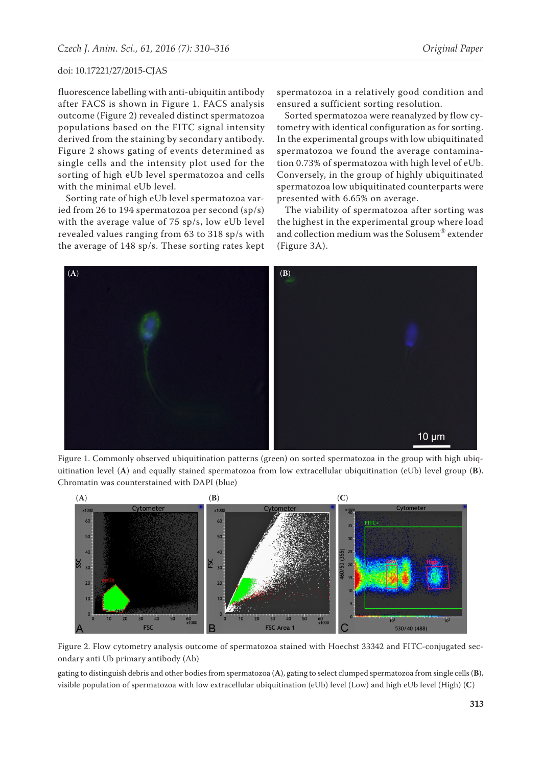fluorescence labelling with anti-ubiquitin antibody after FACS is shown in Figure 1. FACS analysis outcome (Figure 2) revealed distinct spermatozoa populations based on the FITC signal intensity derived from the staining by secondary antibody. Figure 2 shows gating of events determined as single cells and the intensity plot used for the sorting of high eUb level spermatozoa and cells with the minimal eUb level.

Sorting rate of high eUb level spermatozoa varied from 26 to 194 spermatozoa per second (sp/s) with the average value of 75 sp/s, low eUb level revealed values ranging from 63 to 318 sp/s with the average of 148 sp/s. These sorting rates kept spermatozoa in a relatively good condition and ensured a sufficient sorting resolution.

Sorted spermatozoa were reanalyzed by flow cytometry with identical configuration as for sorting. In the experimental groups with low ubiquitinated spermatozoa we found the average contamination 0.73% of spermatozoa with high level of eUb. Conversely, in the group of highly ubiquitinated spermatozoa low ubiquitinated counterparts were presented with 6.65% on average.

The viability of spermatozoa after sorting was the highest in the experimental group where load and collection medium was the Solusem® extender (Figure 3A).

Figure 1. Commonly observed ubiquitination patterns (green) on sorted spermatozoa in the group with high ubiquitination level (**A**) and equally stained spermatozoa from low extracellular ubiquitination (eUb) level group (**B**). Chromatin was counterstained with DAPI (blue)

Figure 2. Flow cytometry analysis outcome of spermatozoa stained with Hoechst 33342 and FITC-conjugated secondary anti Ub primary antibody (Ab)

gating to distinguish debris and other bodies from spermatozoa (**A**), gating to select clumped spermatozoa from single cells (**B**), visible population of spermatozoa with low extracellular ubiquitination (eUb) level (Low) and high eUb level (High) (**C**)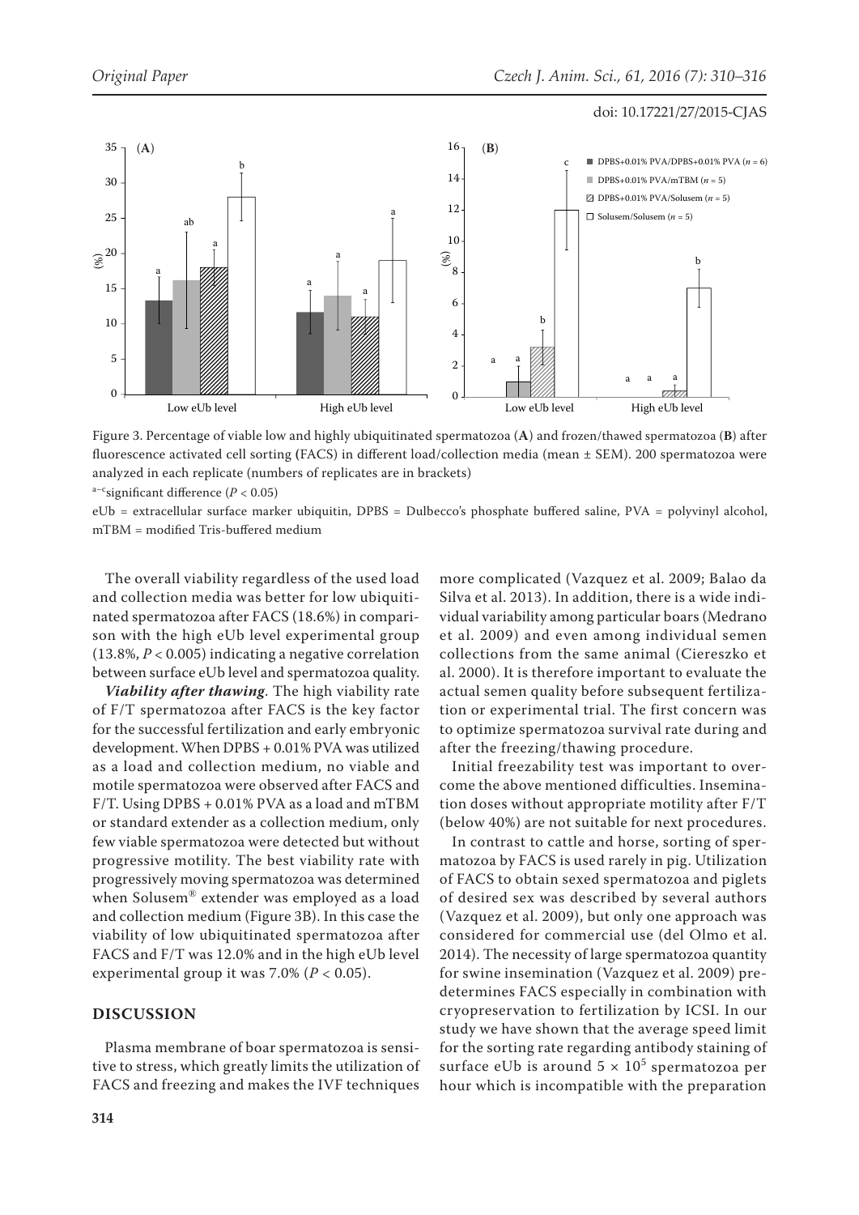Figure 3. Percentage of viable low and highly ubiquitinated spermatozoa (**A**) and frozen/thawed spermatozoa (**B**) after fluorescence activated cell sorting (FACS) in different load/collection media (mean ± SEM). 200 spermatozoa were analyzed in each replicate (numbers of replicates are in brackets)

a–c significant difference ($P < 0.05$)

eUb = extracellular surface marker ubiquitin, DPBS = Dulbecco's phosphate buffered saline, PVA = polyvinyl alcohol, mTBM = modified Tris-buffered medium

The overall viability regardless of the used load and collection media was better for low ubiquitinated spermatozoa after FACS (18.6%) in comparison with the high eUb level experimental group (13.8%, $P < 0.005$) indicating a negative correlation between surface eUb level and spermatozoa quality.

***Viability after thawing***. The high viability rate of F/T spermatozoa after FACS is the key factor for the successful fertilization and early embryonic development. When DPBS + 0.01% PVA was utilized as a load and collection medium, no viable and motile spermatozoa were observed after FACS and F/T. Using DPBS + 0.01% PVA as a load and mTBM or standard extender as a collection medium, only few viable spermatozoa were detected but without progressive motility. The best viability rate with progressively moving spermatozoa was determined when Solusem® extender was employed as a load and collection medium (Figure 3B). In this case the viability of low ubiquitinated spermatozoa after FACS and F/T was 12.0% and in the high eUb level experimental group it was 7.0% ($P < 0.05$).

## DISCUSSION

Plasma membrane of boar spermatozoa is sensitive to stress, which greatly limits the utilization of FACS and freezing and makes the IVF techniques more complicated (Vazquez et al. 2009; Balao da Silva et al. 2013). In addition, there is a wide individual variability among particular boars (Medrano et al. 2009) and even among individual semen collections from the same animal (Ciereszko et al. 2000). It is therefore important to evaluate the actual semen quality before subsequent fertilization or experimental trial. The first concern was to optimize spermatozoa survival rate during and after the freezing/thawing procedure.

Initial freezability test was important to overcome the above mentioned difficulties. Insemination doses without appropriate motility after F/T (below 40%) are not suitable for next procedures.

In contrast to cattle and horse, sorting of spermatozoa by FACS is used rarely in pig. Utilization of FACS to obtain sexed spermatozoa and piglets of desired sex was described by several authors (Vazquez et al. 2009), but only one approach was considered for commercial use (del Olmo et al. 2014). The necessity of large spermatozoa quantity for swine insemination (Vazquez et al. 2009) predetermines FACS especially in combination with cryopreservation to fertilization by ICSI. In our study we have shown that the average speed limit for the sorting rate regarding antibody staining of surface eUb is around $5 \times 10^5$ spermatozoa per hour which is incompatible with the preparation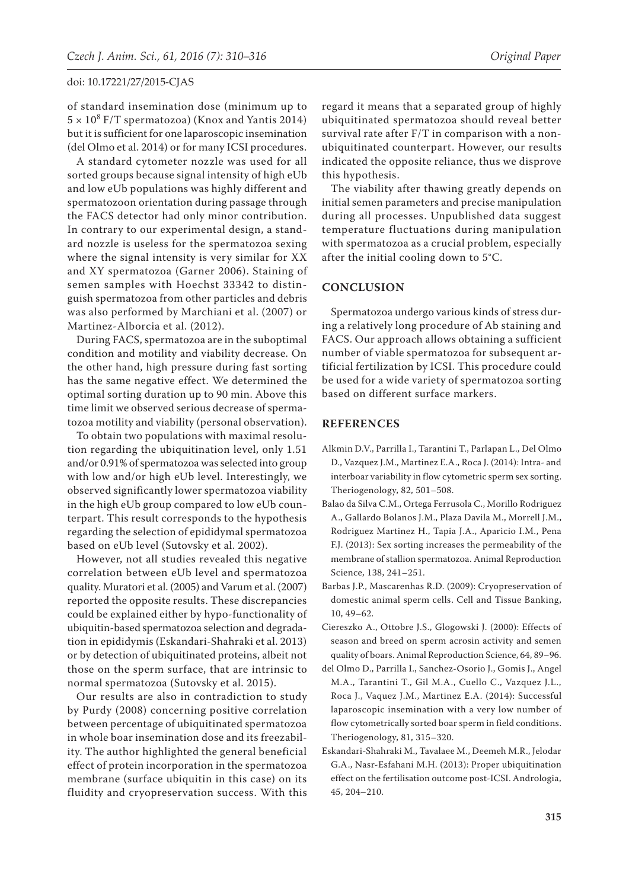of standard insemination dose (minimum up to $5 \times 10^8$ F/T spermatozoa) (Knox and Yantis 2014) but it is sufficient for one laparoscopic insemination (del Olmo et al. 2014) or for many ICSI procedures.

A standard cytometer nozzle was used for all sorted groups because signal intensity of high eUb and low eUb populations was highly different and spermatozoon orientation during passage through the FACS detector had only minor contribution. In contrary to our experimental design, a standard nozzle is useless for the spermatozoa sexing where the signal intensity is very similar for XX and XY spermatozoa (Garner 2006). Staining of semen samples with Hoechst 33342 to distinguish spermatozoa from other particles and debris was also performed by Marchiani et al. (2007) or Martinez-Alborcia et al. (2012).

During FACS, spermatozoa are in the suboptimal condition and motility and viability decrease. On the other hand, high pressure during fast sorting has the same negative effect. We determined the optimal sorting duration up to 90 min. Above this time limit we observed serious decrease of spermatozoa motility and viability (personal observation).

To obtain two populations with maximal resolution regarding the ubiquitination level, only 1.51 and/or 0.91% of spermatozoa was selected into group with low and/or high eUb level. Interestingly, we observed significantly lower spermatozoa viability in the high eUb group compared to low eUb counterpart. This result corresponds to the hypothesis regarding the selection of epididymal spermatozoa based on eUb level (Sutovsky et al. 2002).

However, not all studies revealed this negative correlation between eUb level and spermatozoa quality. Muratori et al. (2005) and Varum et al. (2007) reported the opposite results. These discrepancies could be explained either by hypo-functionality of ubiquitin-based spermatozoa selection and degradation in epididymis (Eskandari-Shahraki et al. 2013) or by detection of ubiquitinated proteins, albeit not those on the sperm surface, that are intrinsic to normal spermatozoa (Sutovsky et al. 2015).

Our results are also in contradiction to study by Purdy (2008) concerning positive correlation between percentage of ubiquitinated spermatozoa in whole boar insemination dose and its freezability. The author highlighted the general beneficial effect of protein incorporation in the spermatozoa membrane (surface ubiquitin in this case) on its fluidity and cryopreservation success. With this regard it means that a separated group of highly ubiquitinated spermatozoa should reveal better survival rate after F/T in comparison with a non-ubiquitinated counterpart. However, our results indicated the opposite reliance, thus we disprove this hypothesis.

The viability after thawing greatly depends on initial semen parameters and precise manipulation during all processes. Unpublished data suggest temperature fluctuations during manipulation with spermatozoa as a crucial problem, especially after the initial cooling down to 5°C.

## CONCLUSION

Spermatozoa undergo various kinds of stress during a relatively long procedure of Ab staining and FACS. Our approach allows obtaining a sufficient number of viable spermatozoa for subsequent artificial fertilization by ICSI. This procedure could be used for a wide variety of spermatozoa sorting based on different surface markers.

## REFERENCES

Alkmin D.V., Parrilla I., Tarantini T., Parlapan L., Del Olmo D., Vazquez J.M., Martinez E.A., Roca J. (2014): Intra- and interboar variability in flow cytometric sperm sex sorting. Theriogenology, 82, 501–508.

Balao da Silva C.M., Ortega Ferrusola C., Morillo Rodriguez A., Gallardo Bolanos J.M., Plaza Davila M., Morrell J.M., Rodriguez Martinez H., Tapia J.A., Aparicio I.M., Pena F.J. (2013): Sex sorting increases the permeability of the membrane of stallion spermatozoa. Animal Reproduction Science, 138, 241–251.

Barbas J.P., Mascarenhas R.D. (2009): Cryopreservation of domestic animal sperm cells. Cell and Tissue Banking, 10, 49–62.

Ciereszko A., Ottobre J.S., Glogowski J. (2000): Effects of season and breed on sperm acrosin activity and semen quality of boars. Animal Reproduction Science, 64, 89–96.

del Olmo D., Parrilla I., Sanchez-Osorio J., Gomis J., Angel M.A., Tarantini T., Gil M.A., Cuello C., Vazquez J.L., Roca J., Vaquez J.M., Martinez E.A. (2014): Successful laparoscopic insemination with a very low number of flow cytometrically sorted boar sperm in field conditions. Theriogenology, 81, 315–320.

Eskandari-Shahraki M., Tavalaee M., Deemeh M.R., Jelodar G.A., Nasr-Esfahani M.H. (2013): Proper ubiquitination effect on the fertilisation outcome post-ICSI. Andrologia, 45, 204–210.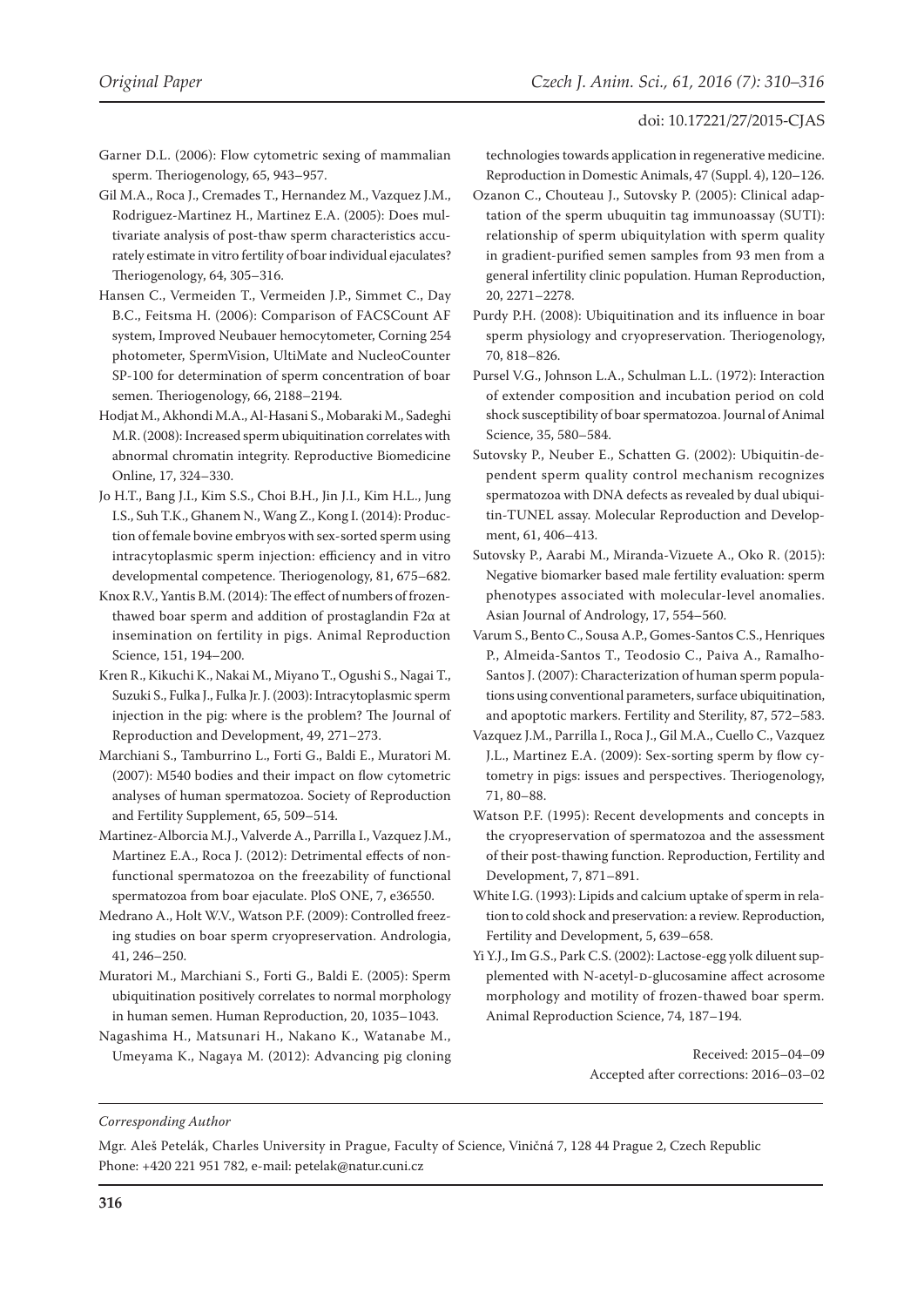Garner D.L. (2006): Flow cytometric sexing of mammalian sperm. Theriogenology, 65, 943–957.

Gil M.A., Roca J., Cremades T., Hernandez M., Vazquez J.M., Rodriguez-Martinez H., Martinez E.A. (2005): Does multivariate analysis of post-thaw sperm characteristics accurately estimate in vitro fertility of boar individual ejaculates? Theriogenology, 64, 305–316.

Hansen C., Vermeiden T., Vermeiden J.P., Simmet C., Day B.C., Feitsma H. (2006): Comparison of FACSCount AF system, Improved Neubauer hemocytometer, Corning 254 photometer, SpermVision, UltiMate and NucleoCounter SP-100 for determination of sperm concentration of boar semen. Theriogenology, 66, 2188–2194.

Hodjat M., Akhondi M.A., Al-Hasani S., Mobaraki M., Sadeghi M.R. (2008): Increased sperm ubiquitination correlates with abnormal chromatin integrity. Reproductive Biomedicine Online, 17, 324–330.

Jo H.T., Bang J.I., Kim S.S., Choi B.H., Jin J.I., Kim H.L., Jung I.S., Suh T.K., Ghanem N., Wang Z., Kong I. (2014): Production of female bovine embryos with sex-sorted sperm using intracytoplasmic sperm injection: efficiency and in vitro developmental competence. Theriogenology, 81, 675–682.

Knox R.V., Yantis B.M. (2014): The effect of numbers of frozen-thawed boar sperm and addition of prostaglandin F2α at insemination on fertility in pigs. Animal Reproduction Science, 151, 194–200.

Kren R., Kikuchi K., Nakai M., Miyano T., Ogushi S., Nagai T., Suzuki S., Fulka J., Fulka Jr. J. (2003): Intracytoplasmic sperm injection in the pig: where is the problem? The Journal of Reproduction and Development, 49, 271–273.

Marchiani S., Tamburrino L., Forti G., Baldi E., Muratori M. (2007): M540 bodies and their impact on flow cytometric analyses of human spermatozoa. Society of Reproduction and Fertility Supplement, 65, 509–514.

Martinez-Alborcia M.J., Valverde A., Parrilla I., Vazquez J.M., Martinez E.A., Roca J. (2012): Detrimental effects of non-functional spermatozoa on the freezability of functional spermatozoa from boar ejaculate. PloS ONE, 7, e36550.

Medrano A., Holt W.V., Watson P.F. (2009): Controlled freezing studies on boar sperm cryopreservation. Andrologia, 41, 246–250.

Muratori M., Marchiani S., Forti G., Baldi E. (2005): Sperm ubiquitination positively correlates to normal morphology in human semen. Human Reproduction, 20, 1035–1043.

Nagashima H., Matsunari H., Nakano K., Watanabe M., Umeyama K., Nagaya M. (2012): Advancing pig cloning technologies towards application in regenerative medicine. Reproduction in Domestic Animals, 47 (Suppl. 4), 120–126.

Ozanon C., Chouteau J., Sutovsky P. (2005): Clinical adaptation of the sperm ubuquitin tag immunoassay (SUTI): relationship of sperm ubiquitylation with sperm quality in gradient-purified semen samples from 93 men from a general infertility clinic population. Human Reproduction, 20, 2271–2278.

Purdy P.H. (2008): Ubiquitination and its influence in boar sperm physiology and cryopreservation. Theriogenology, 70, 818–826.

Pursel V.G., Johnson L.A., Schulman L.L. (1972): Interaction of extender composition and incubation period on cold shock susceptibility of boar spermatozoa. Journal of Animal Science, 35, 580–584.

Sutovsky P., Neuber E., Schatten G. (2002): Ubiquitin-dependent sperm quality control mechanism recognizes spermatozoa with DNA defects as revealed by dual ubiquitin-TUNEL assay. Molecular Reproduction and Development, 61, 406–413.

Sutovsky P., Aarabi M., Miranda-Vizuete A., Oko R. (2015): Negative biomarker based male fertility evaluation: sperm phenotypes associated with molecular-level anomalies. Asian Journal of Andrology, 17, 554–560.

Varum S., Bento C., Sousa A.P., Gomes-Santos C.S., Henriques P., Almeida-Santos T., Teodosio C., Paiva A., Ramalho-Santos J. (2007): Characterization of human sperm populations using conventional parameters, surface ubiquitination, and apoptotic markers. Fertility and Sterility, 87, 572–583.

Vazquez J.M., Parrilla I., Roca J., Gil M.A., Cuello C., Vazquez J.L., Martinez E.A. (2009): Sex-sorting sperm by flow cytometry in pigs: issues and perspectives. Theriogenology, 71, 80–88.

Watson P.F. (1995): Recent developments and concepts in the cryopreservation of spermatozoa and the assessment of their post-thawing function. Reproduction, Fertility and Development, 7, 871–891.

White I.G. (1993): Lipids and calcium uptake of sperm in relation to cold shock and preservation: a review. Reproduction, Fertility and Development, 5, 639–658.

Yi Y.J., Im G.S., Park C.S. (2002): Lactose-egg yolk diluent supplemented with N-acetyl-D-glucosamine affect acrosome morphology and motility of frozen-thawed boar sperm. Animal Reproduction Science, 74, 187–194.

Received: 2015–04–09
Accepted after corrections: 2016–03–02

*Corresponding Author*

Mgr. Aleš Petelák, Charles University in Prague, Faculty of Science, Viničná 7, 128 44 Prague 2, Czech Republic
Phone: +420 221 951 782, e-mail: petelak@natur.cuni.cz